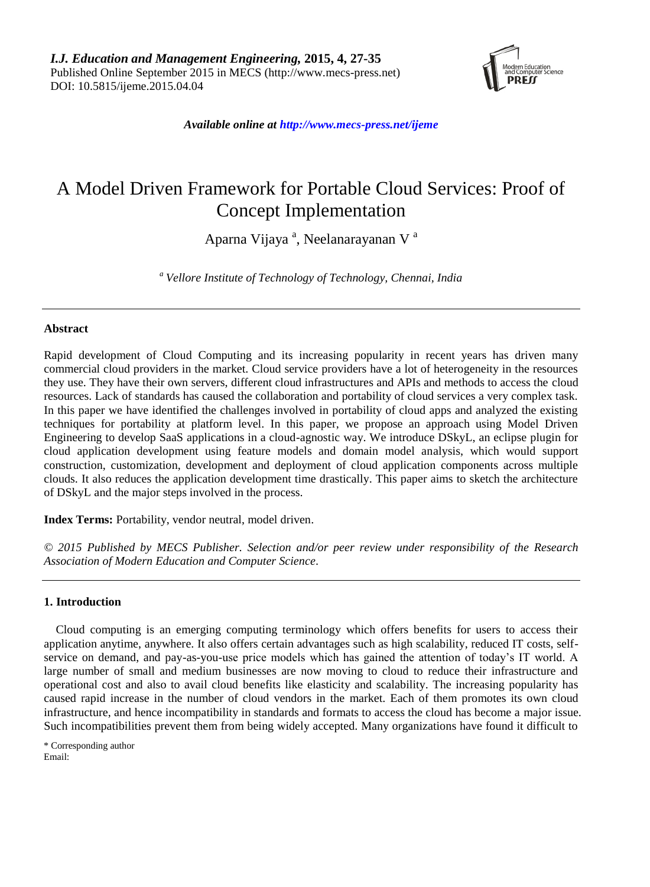*I.J. Education and Management Engineering,* **2015, 4, 27-35**
Published Online September 2015 in MECS (http://www.mecs-press.net)
DOI: 10.5815/ijeme.2015.04.04

***Available online at http://www.mecs-press.net/ijeme***

# A Model Driven Framework for Portable Cloud Services: Proof of Concept Implementation

Aparna Vijaya [a], Neelanarayanan V [a]

[a] *Vellore Institute of Technology of Technology, Chennai, India*

---

## Abstract

Rapid development of Cloud Computing and its increasing popularity in recent years has driven many commercial cloud providers in the market. Cloud service providers have a lot of heterogeneity in the resources they use. They have their own servers, different cloud infrastructures and APIs and methods to access the cloud resources. Lack of standards has caused the collaboration and portability of cloud services a very complex task. In this paper we have identified the challenges involved in portability of cloud apps and analyzed the existing techniques for portability at platform level. In this paper, we propose an approach using Model Driven Engineering to develop SaaS applications in a cloud-agnostic way. We introduce DSkyL, an eclipse plugin for cloud application development using feature models and domain model analysis, which would support construction, customization, development and deployment of cloud application components across multiple clouds. It also reduces the application development time drastically. This paper aims to sketch the architecture of DSkyL and the major steps involved in the process.

**Index Terms:** Portability, vendor neutral, model driven.

*© 2015 Published by MECS Publisher. Selection and/or peer review under responsibility of the Research Association of Modern Education and Computer Science.*

---

## 1. Introduction

Cloud computing is an emerging computing terminology which offers benefits for users to access their application anytime, anywhere. It also offers certain advantages such as high scalability, reduced IT costs, self-service on demand, and pay-as-you-use price models which has gained the attention of today's IT world. A large number of small and medium businesses are now moving to cloud to reduce their infrastructure and operational cost and also to avail cloud benefits like elasticity and scalability. The increasing popularity has caused rapid increase in the number of cloud vendors in the market. Each of them promotes its own cloud infrastructure, and hence incompatibility in standards and formats to access the cloud has become a major issue. Such incompatibilities prevent them from being widely accepted. Many organizations have found it difficult to

\* Corresponding author
Email: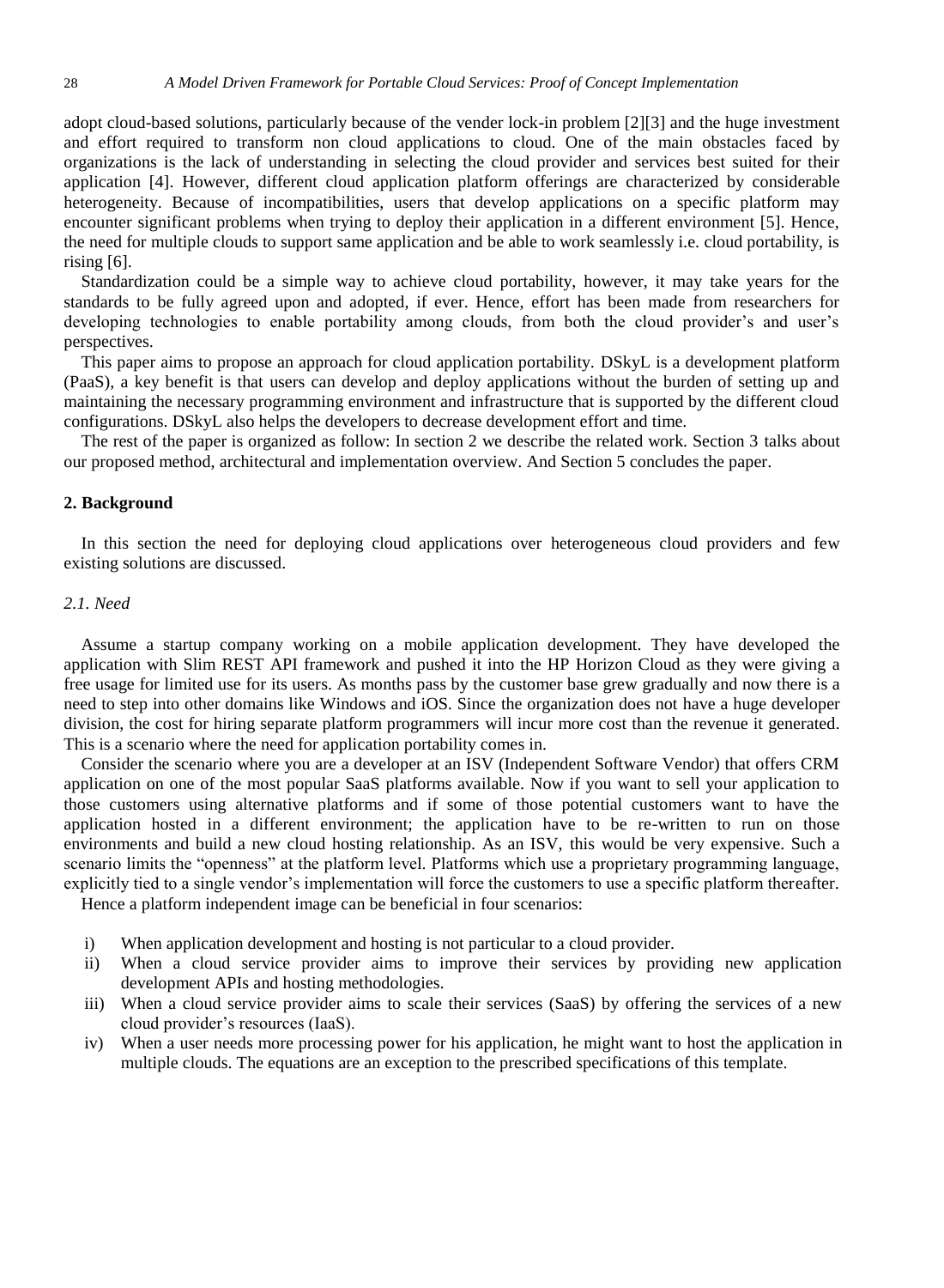adopt cloud-based solutions, particularly because of the vender lock-in problem [2][3] and the huge investment and effort required to transform non cloud applications to cloud. One of the main obstacles faced by organizations is the lack of understanding in selecting the cloud provider and services best suited for their application [4]. However, different cloud application platform offerings are characterized by considerable heterogeneity. Because of incompatibilities, users that develop applications on a specific platform may encounter significant problems when trying to deploy their application in a different environment [5]. Hence, the need for multiple clouds to support same application and be able to work seamlessly i.e. cloud portability, is rising [6].

Standardization could be a simple way to achieve cloud portability, however, it may take years for the standards to be fully agreed upon and adopted, if ever. Hence, effort has been made from researchers for developing technologies to enable portability among clouds, from both the cloud provider's and user's perspectives.

This paper aims to propose an approach for cloud application portability. DSkyL is a development platform (PaaS), a key benefit is that users can develop and deploy applications without the burden of setting up and maintaining the necessary programming environment and infrastructure that is supported by the different cloud configurations. DSkyL also helps the developers to decrease development effort and time.

The rest of the paper is organized as follow: In section 2 we describe the related work. Section 3 talks about our proposed method, architectural and implementation overview. And Section 5 concludes the paper.

## 2. Background

In this section the need for deploying cloud applications over heterogeneous cloud providers and few existing solutions are discussed.

### *2.1. Need*

Assume a startup company working on a mobile application development. They have developed the application with Slim REST API framework and pushed it into the HP Horizon Cloud as they were giving a free usage for limited use for its users. As months pass by the customer base grew gradually and now there is a need to step into other domains like Windows and iOS. Since the organization does not have a huge developer division, the cost for hiring separate platform programmers will incur more cost than the revenue it generated. This is a scenario where the need for application portability comes in.

Consider the scenario where you are a developer at an ISV (Independent Software Vendor) that offers CRM application on one of the most popular SaaS platforms available. Now if you want to sell your application to those customers using alternative platforms and if some of those potential customers want to have the application hosted in a different environment; the application have to be re-written to run on those environments and build a new cloud hosting relationship. As an ISV, this would be very expensive. Such a scenario limits the "openness" at the platform level. Platforms which use a proprietary programming language, explicitly tied to a single vendor's implementation will force the customers to use a specific platform thereafter.

Hence a platform independent image can be beneficial in four scenarios:

i) When application development and hosting is not particular to a cloud provider.
ii) When a cloud service provider aims to improve their services by providing new application development APIs and hosting methodologies.
iii) When a cloud service provider aims to scale their services (SaaS) by offering the services of a new cloud provider's resources (IaaS).
iv) When a user needs more processing power for his application, he might want to host the application in multiple clouds. The equations are an exception to the prescribed specifications of this template.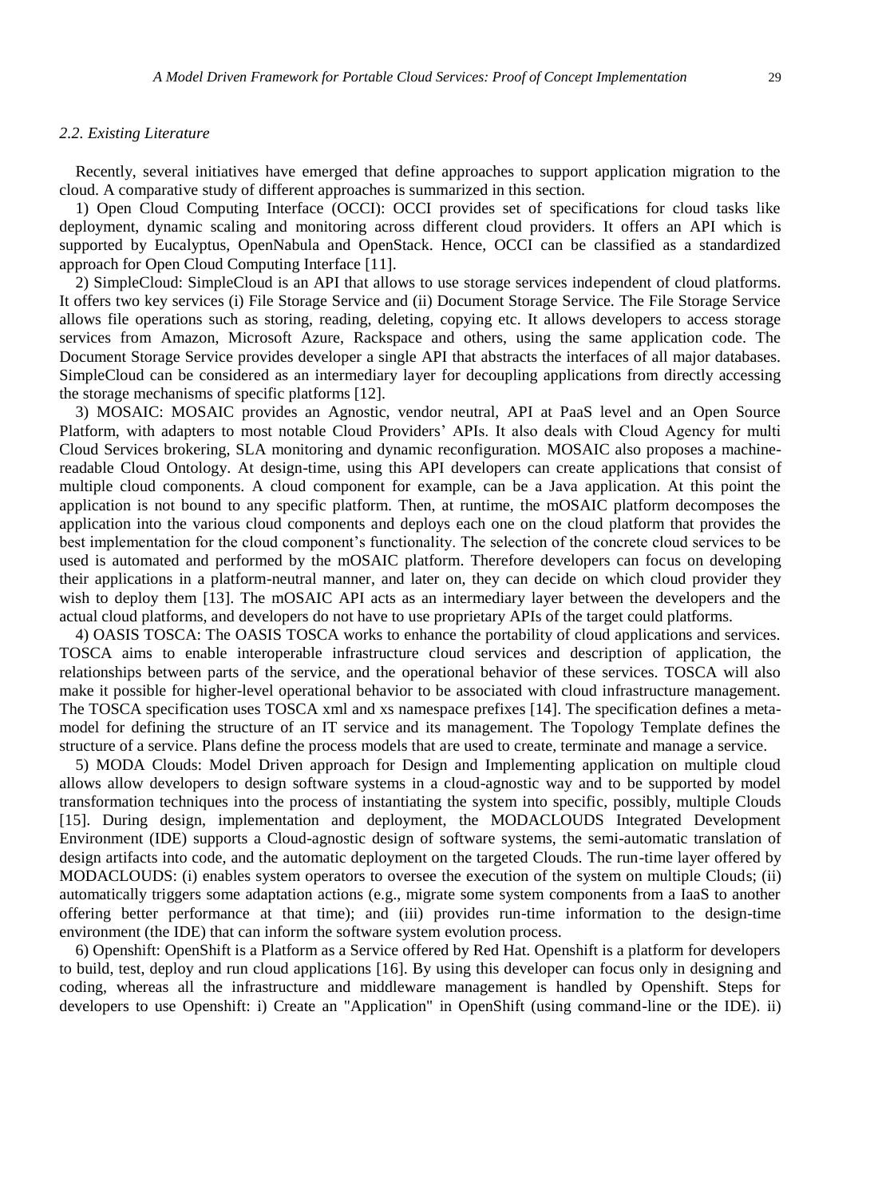### *2.2. Existing Literature*

Recently, several initiatives have emerged that define approaches to support application migration to the cloud. A comparative study of different approaches is summarized in this section.

1) Open Cloud Computing Interface (OCCI): OCCI provides set of specifications for cloud tasks like deployment, dynamic scaling and monitoring across different cloud providers. It offers an API which is supported by Eucalyptus, OpenNabula and OpenStack. Hence, OCCI can be classified as a standardized approach for Open Cloud Computing Interface [11].

2) SimpleCloud: SimpleCloud is an API that allows to use storage services independent of cloud platforms. It offers two key services (i) File Storage Service and (ii) Document Storage Service. The File Storage Service allows file operations such as storing, reading, deleting, copying etc. It allows developers to access storage services from Amazon, Microsoft Azure, Rackspace and others, using the same application code. The Document Storage Service provides developer a single API that abstracts the interfaces of all major databases. SimpleCloud can be considered as an intermediary layer for decoupling applications from directly accessing the storage mechanisms of specific platforms [12].

3) MOSAIC: MOSAIC provides an Agnostic, vendor neutral, API at PaaS level and an Open Source Platform, with adapters to most notable Cloud Providers' APIs. It also deals with Cloud Agency for multi Cloud Services brokering, SLA monitoring and dynamic reconfiguration. MOSAIC also proposes a machine-readable Cloud Ontology. At design-time, using this API developers can create applications that consist of multiple cloud components. A cloud component for example, can be a Java application. At this point the application is not bound to any specific platform. Then, at runtime, the mOSAIC platform decomposes the application into the various cloud components and deploys each one on the cloud platform that provides the best implementation for the cloud component's functionality. The selection of the concrete cloud services to be used is automated and performed by the mOSAIC platform. Therefore developers can focus on developing their applications in a platform-neutral manner, and later on, they can decide on which cloud provider they wish to deploy them [13]. The mOSAIC API acts as an intermediary layer between the developers and the actual cloud platforms, and developers do not have to use proprietary APIs of the target could platforms.

4) OASIS TOSCA: The OASIS TOSCA works to enhance the portability of cloud applications and services. TOSCA aims to enable interoperable infrastructure cloud services and description of application, the relationships between parts of the service, and the operational behavior of these services. TOSCA will also make it possible for higher-level operational behavior to be associated with cloud infrastructure management. The TOSCA specification uses TOSCA xml and xs namespace prefixes [14]. The specification defines a meta-model for defining the structure of an IT service and its management. The Topology Template defines the structure of a service. Plans define the process models that are used to create, terminate and manage a service.

5) MODA Clouds: Model Driven approach for Design and Implementing application on multiple cloud allows allow developers to design software systems in a cloud-agnostic way and to be supported by model transformation techniques into the process of instantiating the system into specific, possibly, multiple Clouds [15]. During design, implementation and deployment, the MODACLOUDS Integrated Development Environment (IDE) supports a Cloud-agnostic design of software systems, the semi-automatic translation of design artifacts into code, and the automatic deployment on the targeted Clouds. The run-time layer offered by MODACLOUDS: (i) enables system operators to oversee the execution of the system on multiple Clouds; (ii) automatically triggers some adaptation actions (e.g., migrate some system components from a IaaS to another offering better performance at that time); and (iii) provides run-time information to the design-time environment (the IDE) that can inform the software system evolution process.

6) Openshift: OpenShift is a Platform as a Service offered by Red Hat. Openshift is a platform for developers to build, test, deploy and run cloud applications [16]. By using this developer can focus only in designing and coding, whereas all the infrastructure and middleware management is handled by Openshift. Steps for developers to use Openshift: i) Create an "Application" in OpenShift (using command-line or the IDE). ii)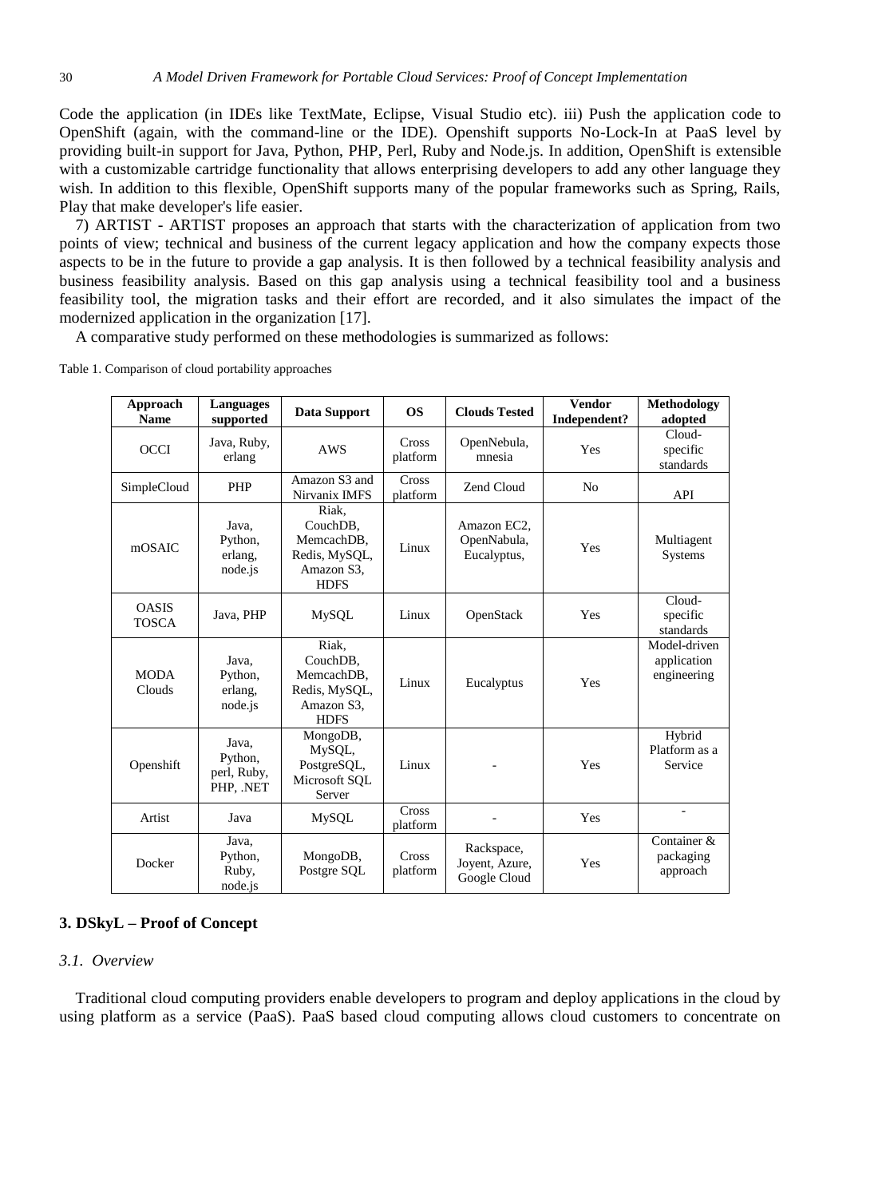Code the application (in IDEs like TextMate, Eclipse, Visual Studio etc). iii) Push the application code to OpenShift (again, with the command-line or the IDE). Openshift supports No-Lock-In at PaaS level by providing built-in support for Java, Python, PHP, Perl, Ruby and Node.js. In addition, OpenShift is extensible with a customizable cartridge functionality that allows enterprising developers to add any other language they wish. In addition to this flexible, OpenShift supports many of the popular frameworks such as Spring, Rails, Play that make developer's life easier.

7) ARTIST - ARTIST proposes an approach that starts with the characterization of application from two points of view; technical and business of the current legacy application and how the company expects those aspects to be in the future to provide a gap analysis. It is then followed by a technical feasibility analysis and business feasibility analysis. Based on this gap analysis using a technical feasibility tool and a business feasibility tool, the migration tasks and their effort are recorded, and it also simulates the impact of the modernized application in the organization [17].

A comparative study performed on these methodologies is summarized as follows:

Table 1. Comparison of cloud portability approaches

| Approach Name | Languages supported | Data Support | OS | Clouds Tested | Vendor Independent? | Methodology adopted |
|---|---|---|---|---|---|---|
| OCCI | Java, Ruby, erlang | AWS | Cross platform | OpenNebula, mnesia | Yes | Cloud-specific standards |
| SimpleCloud | PHP | Amazon S3 and Nirvanix IMFS | Cross platform | Zend Cloud | No | API |
| mOSAIC | Java, Python, erlang, node.js | Riak, CouchDB, MemcachDB, Redis, MySQL, Amazon S3, HDFS | Linux | Amazon EC2, OpenNabula, Eucalyptus, | Yes | Multiagent Systems |
| OASIS TOSCA | Java, PHP | MySQL | Linux | OpenStack | Yes | Cloud-specific standards |
| MODA Clouds | Java, Python, erlang, node.js | Riak, CouchDB, MemcachDB, Redis, MySQL, Amazon S3, HDFS | Linux | Eucalyptus | Yes | Model-driven application engineering |
| Openshift | Java, Python, perl, Ruby, PHP, .NET | MongoDB, MySQL, PostgreSQL, Microsoft SQL Server | Linux | - | Yes | Hybrid Platform as a Service |
| Artist | Java | MySQL | Cross platform | - | Yes | - |
| Docker | Java, Python, Ruby, node.js | MongoDB, Postgre SQL | Cross platform | Rackspace, Joyent, Azure, Google Cloud | Yes | Container & packaging approach |

## 3. DSkyL – Proof of Concept

### *3.1. Overview*

Traditional cloud computing providers enable developers to program and deploy applications in the cloud by using platform as a service (PaaS). PaaS based cloud computing allows cloud customers to concentrate on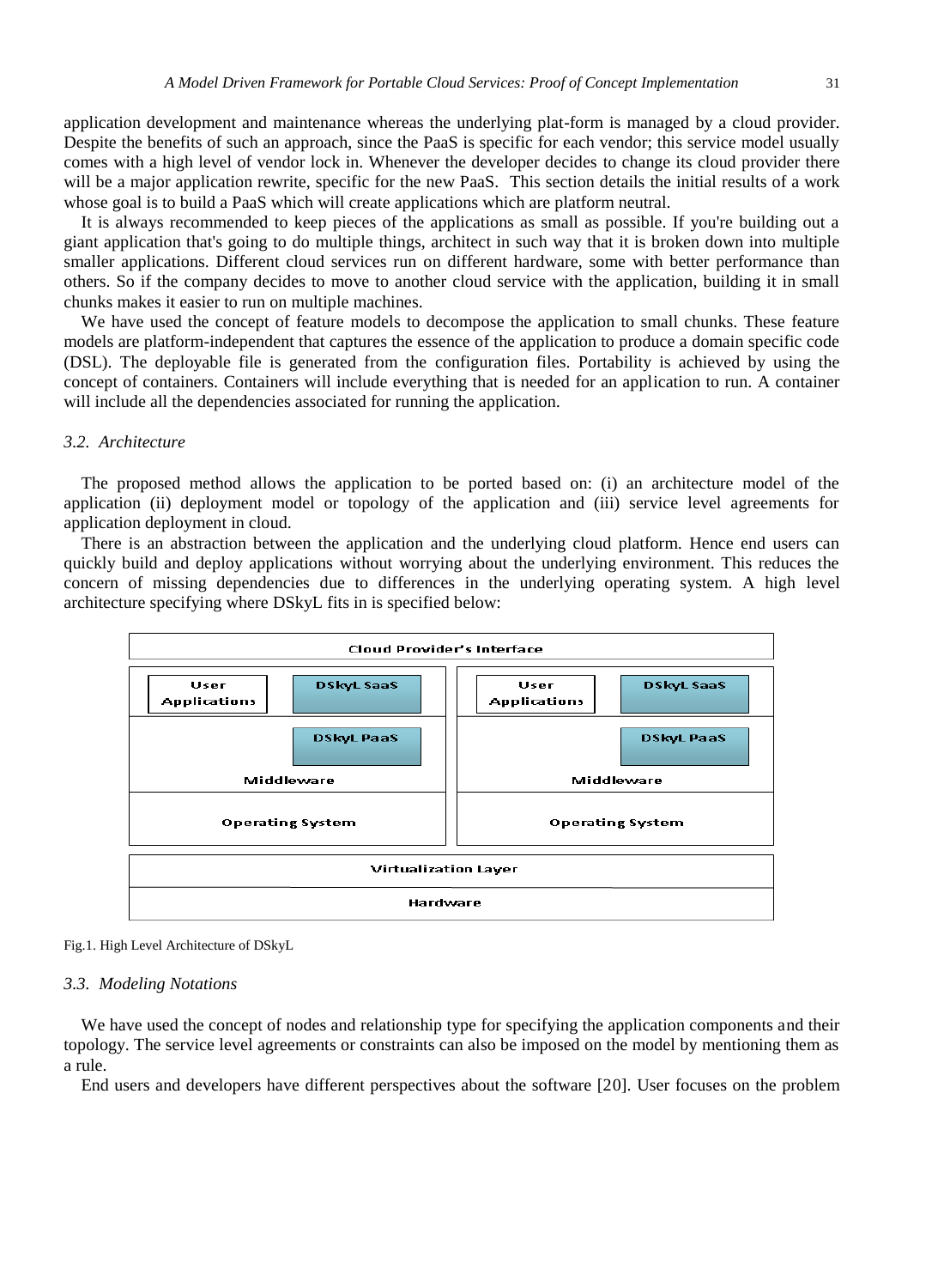application development and maintenance whereas the underlying plat-form is managed by a cloud provider. Despite the benefits of such an approach, since the PaaS is specific for each vendor; this service model usually comes with a high level of vendor lock in. Whenever the developer decides to change its cloud provider there will be a major application rewrite, specific for the new PaaS. This section details the initial results of a work whose goal is to build a PaaS which will create applications which are platform neutral.

It is always recommended to keep pieces of the applications as small as possible. If you're building out a giant application that's going to do multiple things, architect in such way that it is broken down into multiple smaller applications. Different cloud services run on different hardware, some with better performance than others. So if the company decides to move to another cloud service with the application, building it in small chunks makes it easier to run on multiple machines.

We have used the concept of feature models to decompose the application to small chunks. These feature models are platform-independent that captures the essence of the application to produce a domain specific code (DSL). The deployable file is generated from the configuration files. Portability is achieved by using the concept of containers. Containers will include everything that is needed for an application to run. A container will include all the dependencies associated for running the application.

### *3.2. Architecture*

The proposed method allows the application to be ported based on: (i) an architecture model of the application (ii) deployment model or topology of the application and (iii) service level agreements for application deployment in cloud.

There is an abstraction between the application and the underlying cloud platform. Hence end users can quickly build and deploy applications without worrying about the underlying environment. This reduces the concern of missing dependencies due to differences in the underlying operating system. A high level architecture specifying where DSkyL fits in is specified below:

Fig.1. High Level Architecture of DSkyL

### *3.3. Modeling Notations*

We have used the concept of nodes and relationship type for specifying the application components and their topology. The service level agreements or constraints can also be imposed on the model by mentioning them as a rule.

End users and developers have different perspectives about the software [20]. User focuses on the problem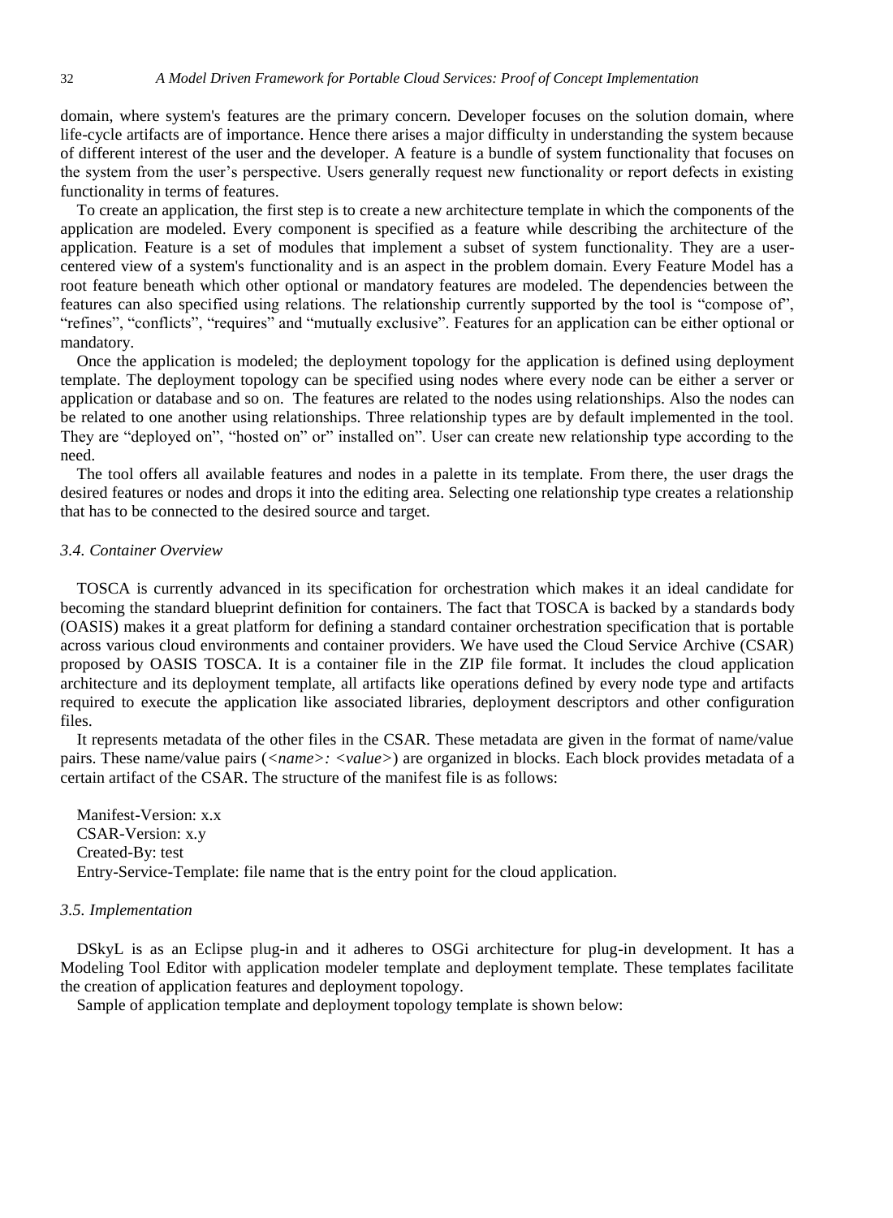domain, where system's features are the primary concern. Developer focuses on the solution domain, where life-cycle artifacts are of importance. Hence there arises a major difficulty in understanding the system because of different interest of the user and the developer. A feature is a bundle of system functionality that focuses on the system from the user's perspective. Users generally request new functionality or report defects in existing functionality in terms of features.

To create an application, the first step is to create a new architecture template in which the components of the application are modeled. Every component is specified as a feature while describing the architecture of the application. Feature is a set of modules that implement a subset of system functionality. They are a user-centered view of a system's functionality and is an aspect in the problem domain. Every Feature Model has a root feature beneath which other optional or mandatory features are modeled. The dependencies between the features can also specified using relations. The relationship currently supported by the tool is "compose of", "refines", "conflicts", "requires" and "mutually exclusive". Features for an application can be either optional or mandatory.

Once the application is modeled; the deployment topology for the application is defined using deployment template. The deployment topology can be specified using nodes where every node can be either a server or application or database and so on. The features are related to the nodes using relationships. Also the nodes can be related to one another using relationships. Three relationship types are by default implemented in the tool. They are "deployed on", "hosted on" or" installed on". User can create new relationship type according to the need.

The tool offers all available features and nodes in a palette in its template. From there, the user drags the desired features or nodes and drops it into the editing area. Selecting one relationship type creates a relationship that has to be connected to the desired source and target.

### *3.4. Container Overview*

TOSCA is currently advanced in its specification for orchestration which makes it an ideal candidate for becoming the standard blueprint definition for containers. The fact that TOSCA is backed by a standards body (OASIS) makes it a great platform for defining a standard container orchestration specification that is portable across various cloud environments and container providers. We have used the Cloud Service Archive (CSAR) proposed by OASIS TOSCA. It is a container file in the ZIP file format. It includes the cloud application architecture and its deployment template, all artifacts like operations defined by every node type and artifacts required to execute the application like associated libraries, deployment descriptors and other configuration files.

It represents metadata of the other files in the CSAR. These metadata are given in the format of name/value pairs. These name/value pairs (*<name>: <value>*) are organized in blocks. Each block provides metadata of a certain artifact of the CSAR. The structure of the manifest file is as follows:

Manifest-Version: x.x
CSAR-Version: x.y
Created-By: test
Entry-Service-Template: file name that is the entry point for the cloud application.

### *3.5. Implementation*

DSkyL is as an Eclipse plug-in and it adheres to OSGi architecture for plug-in development. It has a Modeling Tool Editor with application modeler template and deployment template. These templates facilitate the creation of application features and deployment topology.

Sample of application template and deployment topology template is shown below: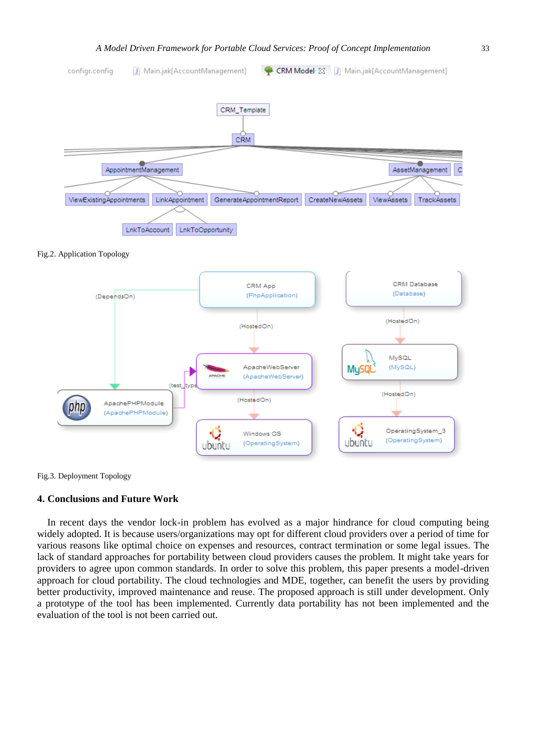Fig.2. Application Topology

Fig.3. Deployment Topology

## 4. Conclusions and Future Work

In recent days the vendor lock-in problem has evolved as a major hindrance for cloud computing being widely adopted. It is because users/organizations may opt for different cloud providers over a period of time for various reasons like optimal choice on expenses and resources, contract termination or some legal issues. The lack of standard approaches for portability between cloud providers causes the problem. It might take years for providers to agree upon common standards. In order to solve this problem, this paper presents a model-driven approach for cloud portability. The cloud technologies and MDE, together, can benefit the users by providing better productivity, improved maintenance and reuse. The proposed approach is still under development. Only a prototype of the tool has been implemented. Currently data portability has not been implemented and the evaluation of the tool is not been carried out.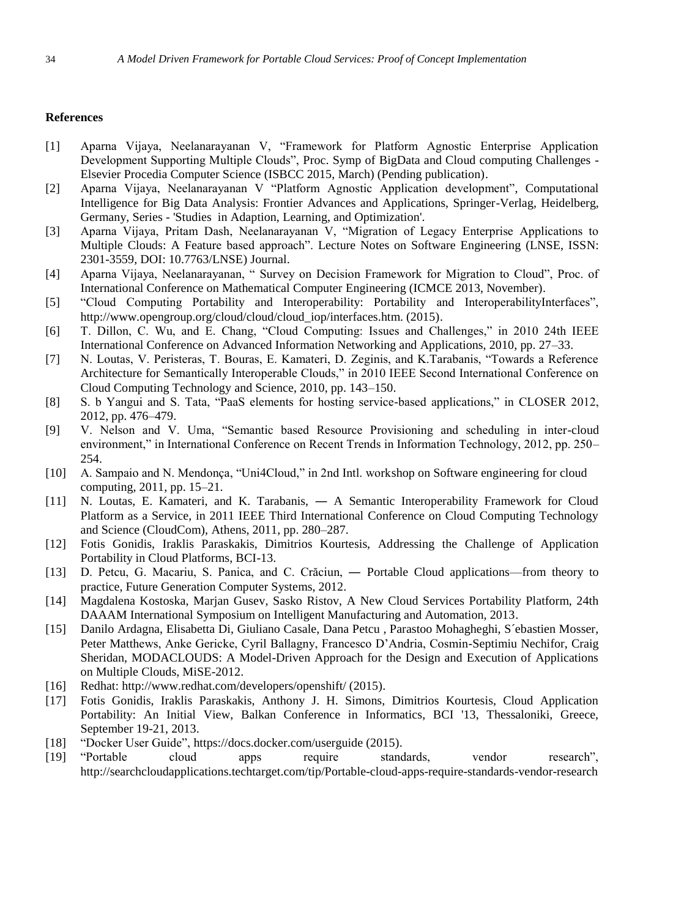## References

[1] Aparna Vijaya, Neelanarayanan V, “Framework for Platform Agnostic Enterprise Application Development Supporting Multiple Clouds”, Proc. Symp of BigData and Cloud computing Challenges - Elsevier Procedia Computer Science (ISBCC 2015, March) (Pending publication).

[2] Aparna Vijaya, Neelanarayanan V “Platform Agnostic Application development”, Computational Intelligence for Big Data Analysis: Frontier Advances and Applications, Springer-Verlag, Heidelberg, Germany, Series - 'Studies in Adaption, Learning, and Optimization'.

[3] Aparna Vijaya, Pritam Dash, Neelanarayanan V, “Migration of Legacy Enterprise Applications to Multiple Clouds: A Feature based approach”. Lecture Notes on Software Engineering (LNSE, ISSN: 2301-3559, DOI: 10.7763/LNSE) Journal.

[4] Aparna Vijaya, Neelanarayanan, “ Survey on Decision Framework for Migration to Cloud”, Proc. of International Conference on Mathematical Computer Engineering (ICMCE 2013, November).

[5] “Cloud Computing Portability and Interoperability: Portability and InteroperabilityInterfaces”, http://www.opengroup.org/cloud/cloud/cloud_iop/interfaces.htm. (2015).

[6] T. Dillon, C. Wu, and E. Chang, “Cloud Computing: Issues and Challenges,” in 2010 24th IEEE International Conference on Advanced Information Networking and Applications, 2010, pp. 27–33.

[7] N. Loutas, V. Peristeras, T. Bouras, E. Kamateri, D. Zeginis, and K.Tarabanis, “Towards a Reference Architecture for Semantically Interoperable Clouds,” in 2010 IEEE Second International Conference on Cloud Computing Technology and Science, 2010, pp. 143–150.

[8] S. b Yangui and S. Tata, “PaaS elements for hosting service-based applications,” in CLOSER 2012, 2012, pp. 476–479.

[9] V. Nelson and V. Uma, “Semantic based Resource Provisioning and scheduling in inter-cloud environment,” in International Conference on Recent Trends in Information Technology, 2012, pp. 250–254.

[10] A. Sampaio and N. Mendonça, “Uni4Cloud,” in 2nd Intl. workshop on Software engineering for cloud computing, 2011, pp. 15–21.

[11] N. Loutas, E. Kamateri, and K. Tarabanis, ― A Semantic Interoperability Framework for Cloud Platform as a Service, in 2011 IEEE Third International Conference on Cloud Computing Technology and Science (CloudCom), Athens, 2011, pp. 280–287.

[12] Fotis Gonidis, Iraklis Paraskakis, Dimitrios Kourtesis, Addressing the Challenge of Application Portability in Cloud Platforms, BCI-13.

[13] D. Petcu, G. Macariu, S. Panica, and C. Crăciun, ― Portable Cloud applications—from theory to practice, Future Generation Computer Systems, 2012.

[14] Magdalena Kostoska, Marjan Gusev, Sasko Ristov, A New Cloud Services Portability Platform, 24th DAAAM International Symposium on Intelligent Manufacturing and Automation, 2013.

[15] Danilo Ardagna, Elisabetta Di, Giuliano Casale, Dana Petcu , Parastoo Mohagheghi, S´ebastien Mosser, Peter Matthews, Anke Gericke, Cyril Ballagny, Francesco D’Andria, Cosmin-Septimiu Nechifor, Craig Sheridan, MODACLOUDS: A Model-Driven Approach for the Design and Execution of Applications on Multiple Clouds, MiSE-2012.

[16] Redhat: http://www.redhat.com/developers/openshift/ (2015).

[17] Fotis Gonidis, Iraklis Paraskakis, Anthony J. H. Simons, Dimitrios Kourtesis, Cloud Application Portability: An Initial View, Balkan Conference in Informatics, BCI '13, Thessaloniki, Greece, September 19-21, 2013.

[18] “Docker User Guide”, https://docs.docker.com/userguide (2015).

[19] “Portable cloud apps require standards, vendor research”, http://searchcloudapplications.techtarget.com/tip/Portable-cloud-apps-require-standards-vendor-research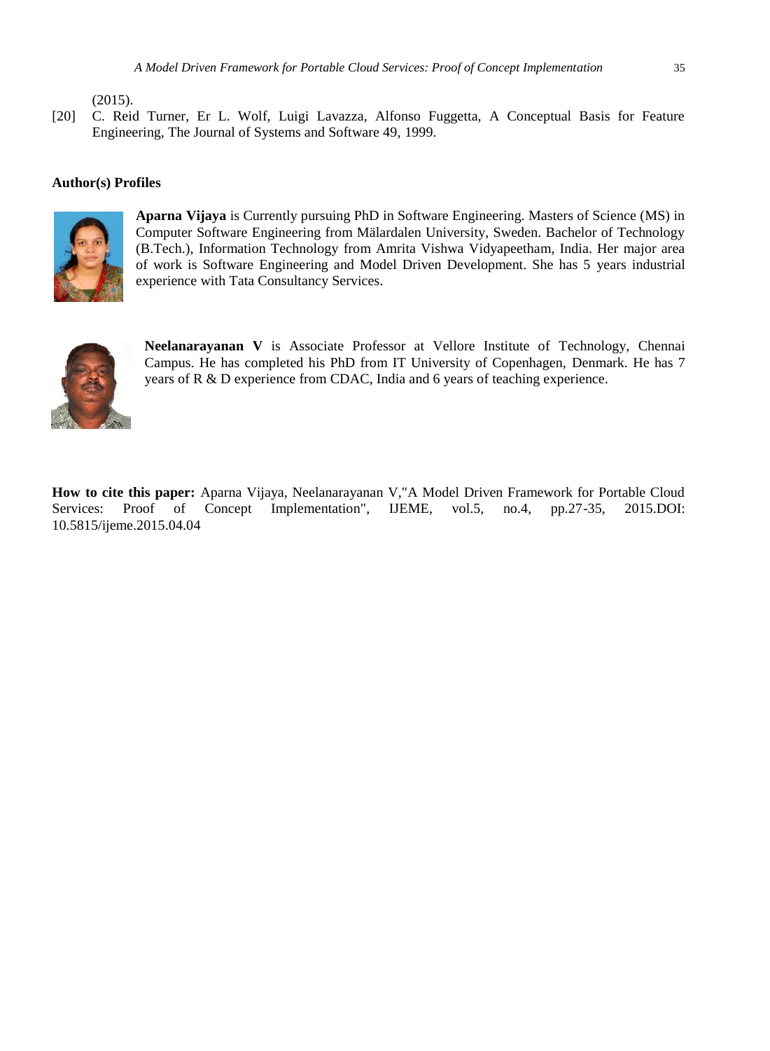(2015).

[20] C. Reid Turner, Er L. Wolf, Luigi Lavazza, Alfonso Fuggetta, A Conceptual Basis for Feature Engineering, The Journal of Systems and Software 49, 1999.

**Author(s) Profiles**

**Aparna Vijaya** is Currently pursuing PhD in Software Engineering. Masters of Science (MS) in Computer Software Engineering from Mälardalen University, Sweden. Bachelor of Technology (B.Tech.), Information Technology from Amrita Vishwa Vidyapeetham, India. Her major area of work is Software Engineering and Model Driven Development. She has 5 years industrial experience with Tata Consultancy Services.

**Neelanarayanan V** is Associate Professor at Vellore Institute of Technology, Chennai Campus. He has completed his PhD from IT University of Copenhagen, Denmark. He has 7 years of R & D experience from CDAC, India and 6 years of teaching experience.

**How to cite this paper:** Aparna Vijaya, Neelanarayanan V,"A Model Driven Framework for Portable Cloud Services: Proof of Concept Implementation", IJEME, vol.5, no.4, pp.27-35, 2015.DOI: 10.5815/ijeme.2015.04.04